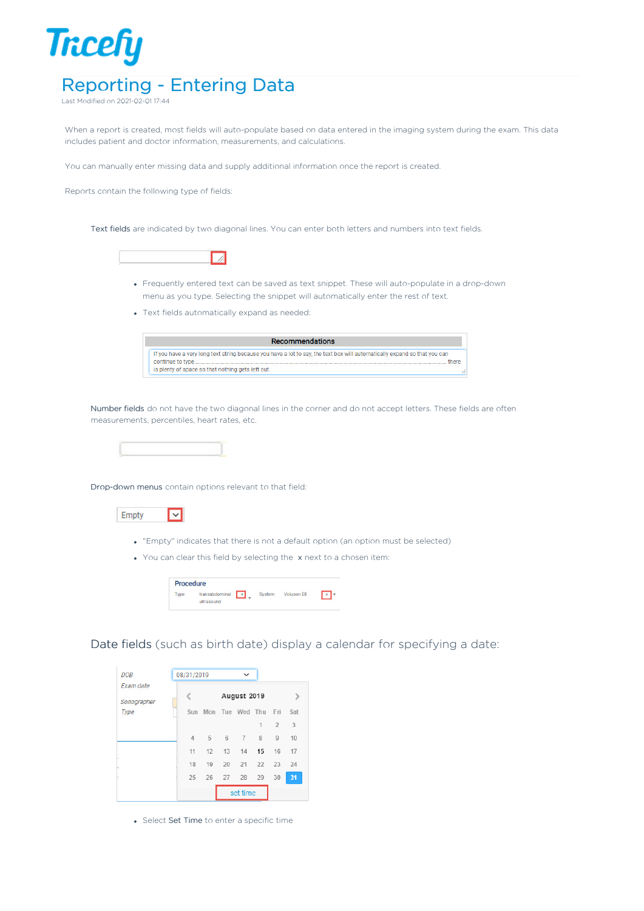# Reporting - Entering Data

Last Modified on 2021-02-01 17:44

When a report is created, most fields will auto-populate based on data entered in the imaging system during the exam. This data includes patient and doctor information, measurements, and calculations.

You can manually enter missing data and supply additional information once the report is created.

Reports contain the following type of fields:

**Text fields** are indicated by two diagonal lines. You can enter both letters and numbers into text fields.

- Frequently entered text can be saved as text snippet. These will auto-populate in a drop-down menu as you type. Selecting the snippet will automatically enter the rest of text.
- Text fields automatically expand as needed:

**Number fields** do not have the two diagonal lines in the corner and do not accept letters. These fields are often measurements, percentiles, heart rates, etc.

**Drop-down menus** contain options relevant to that field:

- "Empty" indicates that there is not a default option (an option must be selected)
- You can clear this field by selecting the x next to a chosen item:

**Date fields** (such as birth date) display a calendar for specifying a date:

- Select **Set Time** to enter a specific time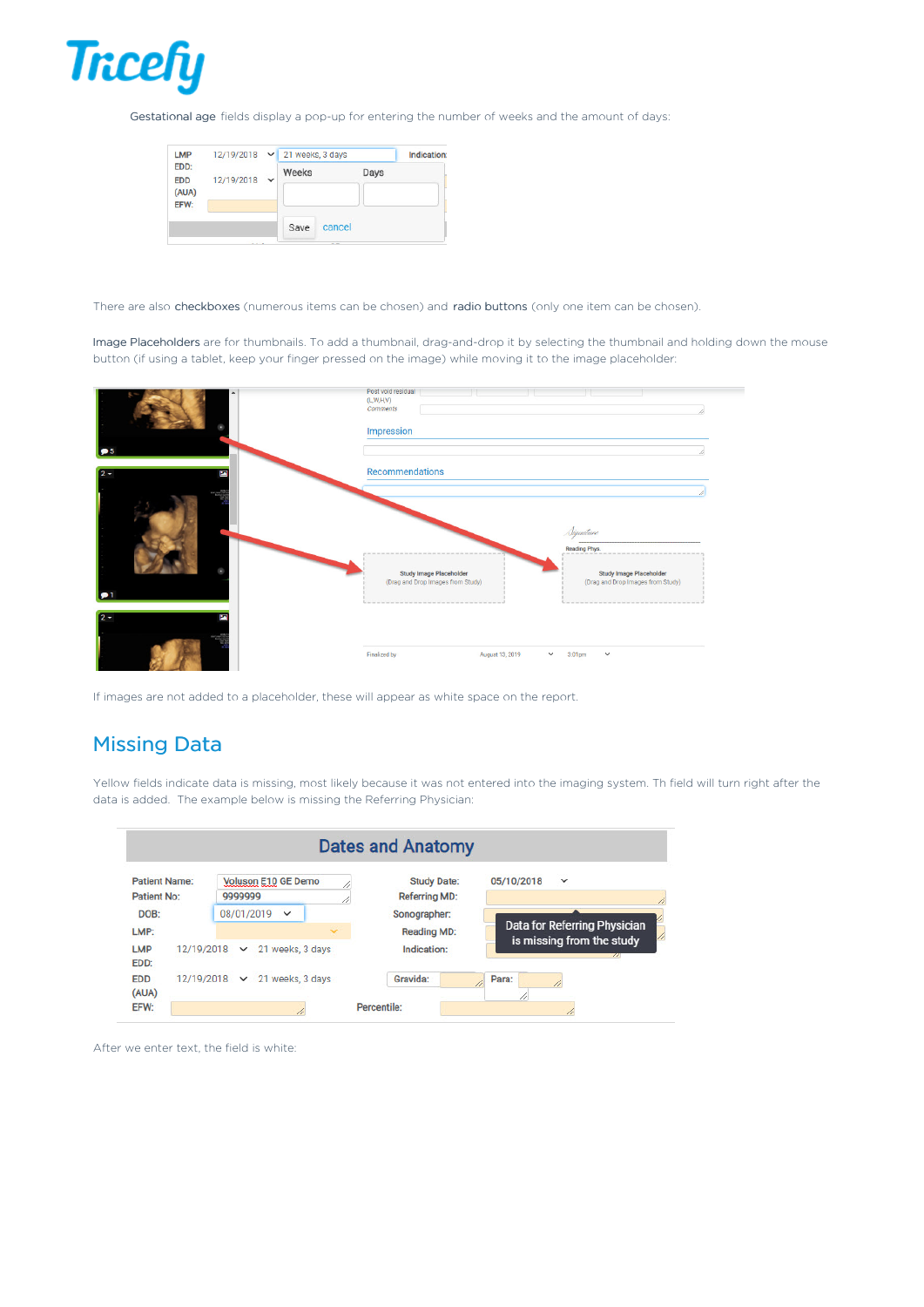Gestational age fields display a pop-up for entering the number of weeks and the amount of days:

There are also checkboxes (numerous items can be chosen) and radio buttons (only one item can be chosen).

Image Placeholders are for thumbnails. To add a thumbnail, drag-and-drop it by selecting the thumbnail and holding down the mouse button (if using a tablet, keep your finger pressed on the image) while moving it to the image placeholder:

If images are not added to a placeholder, these will appear as white space on the report.

## Missing Data

Yellow fields indicate data is missing, most likely because it was not entered into the imaging system. Th field will turn right after the data is added. The example below is missing the Referring Physician:

After we enter text, the field is white: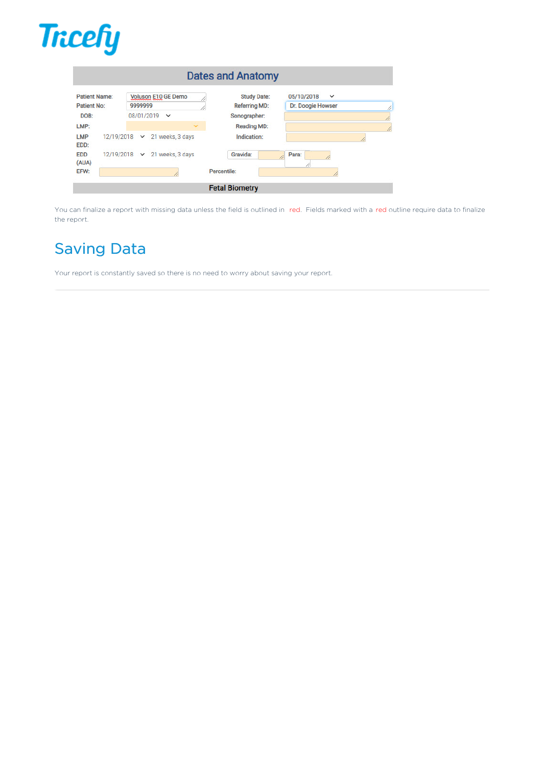You can finalize a report with missing data unless the field is outlined in red. Fields marked with a red outline require data to finalize the report.

## Saving Data

Your report is constantly saved so there is no need to worry about saving your report.